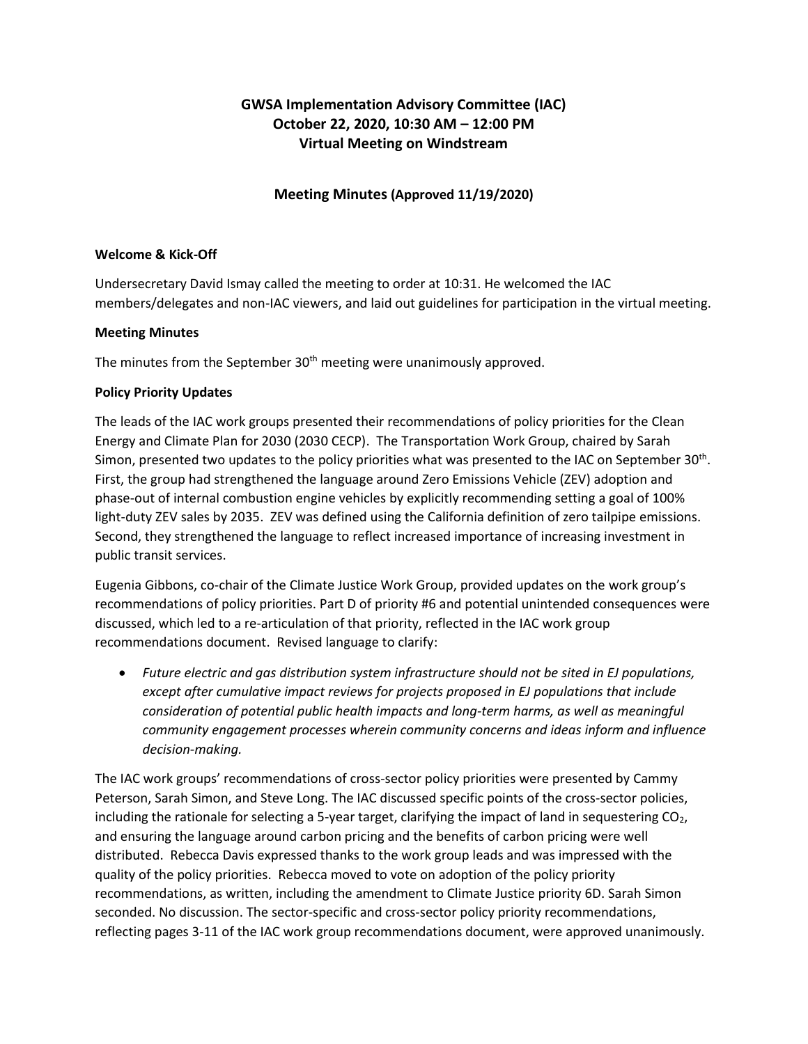# GWSA Implementation Advisory Committee (IAC)
# October 22, 2020, 10:30 AM – 12:00 PM
# Virtual Meeting on Windstream

## Meeting Minutes (Approved 11/19/2020)

**Welcome & Kick-Off**

Undersecretary David Ismay called the meeting to order at 10:31. He welcomed the IAC members/delegates and non-IAC viewers, and laid out guidelines for participation in the virtual meeting.

**Meeting Minutes**

The minutes from the September 30th meeting were unanimously approved.

**Policy Priority Updates**

The leads of the IAC work groups presented their recommendations of policy priorities for the Clean Energy and Climate Plan for 2030 (2030 CECP). The Transportation Work Group, chaired by Sarah Simon, presented two updates to the policy priorities what was presented to the IAC on September 30th. First, the group had strengthened the language around Zero Emissions Vehicle (ZEV) adoption and phase-out of internal combustion engine vehicles by explicitly recommending setting a goal of 100% light-duty ZEV sales by 2035. ZEV was defined using the California definition of zero tailpipe emissions. Second, they strengthened the language to reflect increased importance of increasing investment in public transit services.

Eugenia Gibbons, co-chair of the Climate Justice Work Group, provided updates on the work group's recommendations of policy priorities. Part D of priority #6 and potential unintended consequences were discussed, which led to a re-articulation of that priority, reflected in the IAC work group recommendations document. Revised language to clarify:

- *Future electric and gas distribution system infrastructure should not be sited in EJ populations, except after cumulative impact reviews for projects proposed in EJ populations that include consideration of potential public health impacts and long-term harms, as well as meaningful community engagement processes wherein community concerns and ideas inform and influence decision-making.*

The IAC work groups' recommendations of cross-sector policy priorities were presented by Cammy Peterson, Sarah Simon, and Steve Long. The IAC discussed specific points of the cross-sector policies, including the rationale for selecting a 5-year target, clarifying the impact of land in sequestering $CO_2$, and ensuring the language around carbon pricing and the benefits of carbon pricing were well distributed. Rebecca Davis expressed thanks to the work group leads and was impressed with the quality of the policy priorities. Rebecca moved to vote on adoption of the policy priority recommendations, as written, including the amendment to Climate Justice priority 6D. Sarah Simon seconded. No discussion. The sector-specific and cross-sector policy priority recommendations, reflecting pages 3-11 of the IAC work group recommendations document, were approved unanimously.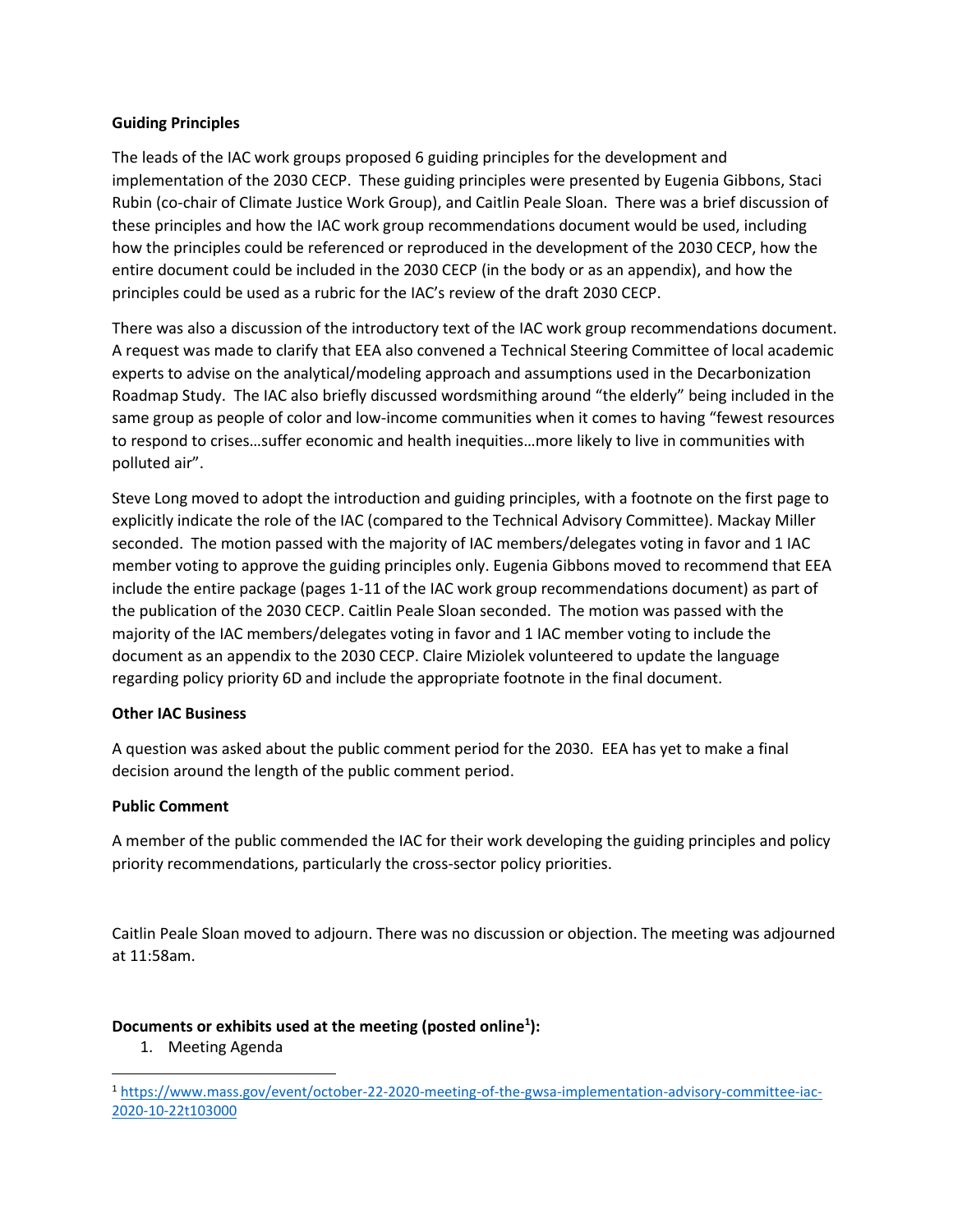**Guiding Principles**

The leads of the IAC work groups proposed 6 guiding principles for the development and implementation of the 2030 CECP. These guiding principles were presented by Eugenia Gibbons, Staci Rubin (co-chair of Climate Justice Work Group), and Caitlin Peale Sloan. There was a brief discussion of these principles and how the IAC work group recommendations document would be used, including how the principles could be referenced or reproduced in the development of the 2030 CECP, how the entire document could be included in the 2030 CECP (in the body or as an appendix), and how the principles could be used as a rubric for the IAC's review of the draft 2030 CECP.

There was also a discussion of the introductory text of the IAC work group recommendations document. A request was made to clarify that EEA also convened a Technical Steering Committee of local academic experts to advise on the analytical/modeling approach and assumptions used in the Decarbonization Roadmap Study. The IAC also briefly discussed wordsmithing around "the elderly" being included in the same group as people of color and low-income communities when it comes to having "fewest resources to respond to crises…suffer economic and health inequities…more likely to live in communities with polluted air".

Steve Long moved to adopt the introduction and guiding principles, with a footnote on the first page to explicitly indicate the role of the IAC (compared to the Technical Advisory Committee). Mackay Miller seconded. The motion passed with the majority of IAC members/delegates voting in favor and 1 IAC member voting to approve the guiding principles only. Eugenia Gibbons moved to recommend that EEA include the entire package (pages 1-11 of the IAC work group recommendations document) as part of the publication of the 2030 CECP. Caitlin Peale Sloan seconded. The motion was passed with the majority of the IAC members/delegates voting in favor and 1 IAC member voting to include the document as an appendix to the 2030 CECP. Claire Miziolek volunteered to update the language regarding policy priority 6D and include the appropriate footnote in the final document.

**Other IAC Business**

A question was asked about the public comment period for the 2030. EEA has yet to make a final decision around the length of the public comment period.

**Public Comment**

A member of the public commended the IAC for their work developing the guiding principles and policy priority recommendations, particularly the cross-sector policy priorities.

Caitlin Peale Sloan moved to adjourn. There was no discussion or objection. The meeting was adjourned at 11:58am.

**Documents or exhibits used at the meeting (posted online[1]):**

1. Meeting Agenda

[1] https://www.mass.gov/event/october-22-2020-meeting-of-the-gwsa-implementation-advisory-committee-iac-2020-10-22t103000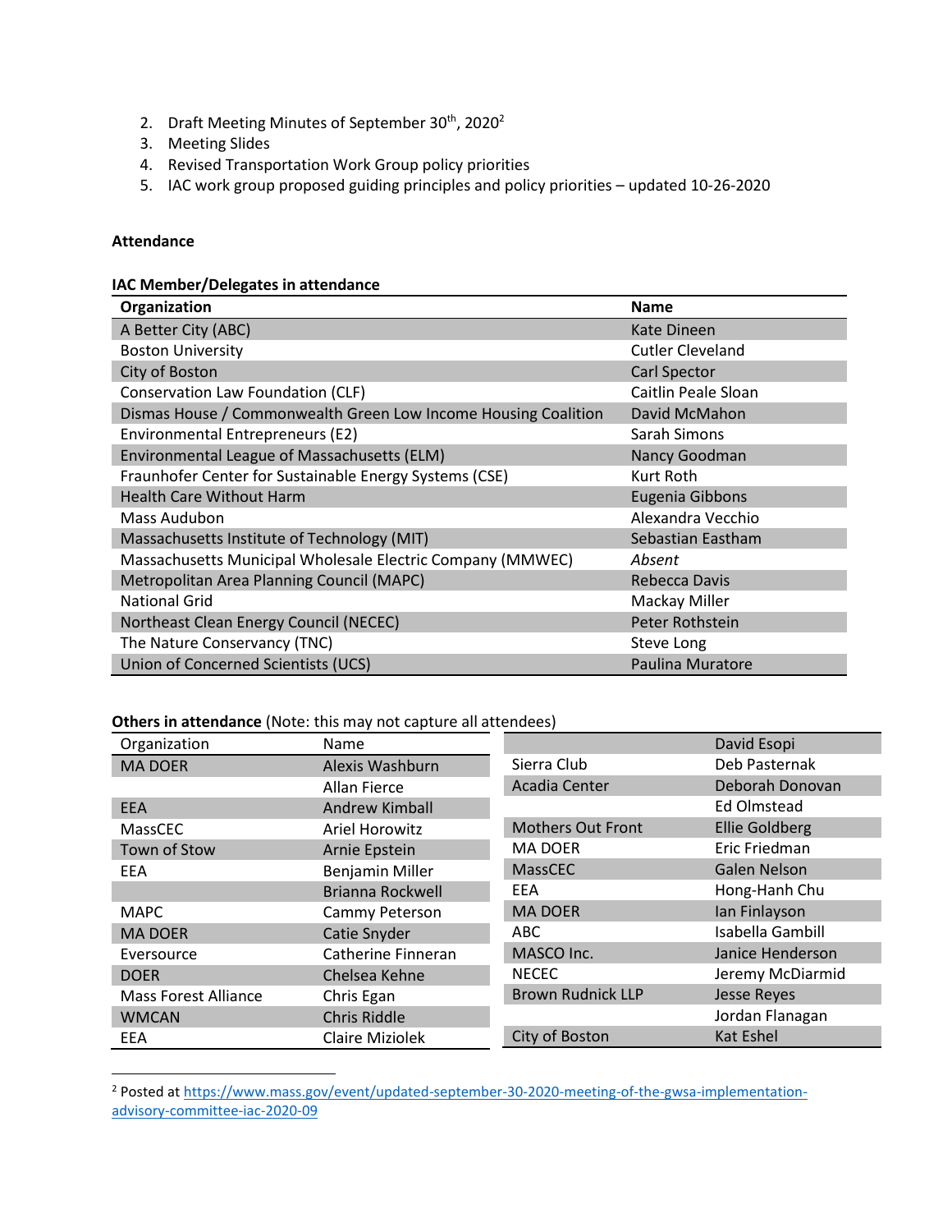2. Draft Meeting Minutes of September 30th, 2020[2]
3. Meeting Slides
4. Revised Transportation Work Group policy priorities
5. IAC work group proposed guiding principles and policy priorities – updated 10-26-2020

**Attendance**

**IAC Member/Delegates in attendance**

| Organization | Name |
|---|---|
| A Better City (ABC) | Kate Dineen |
| Boston University | Cutler Cleveland |
| City of Boston | Carl Spector |
| Conservation Law Foundation (CLF) | Caitlin Peale Sloan |
| Dismas House / Commonwealth Green Low Income Housing Coalition | David McMahon |
| Environmental Entrepreneurs (E2) | Sarah Simons |
| Environmental League of Massachusetts (ELM) | Nancy Goodman |
| Fraunhofer Center for Sustainable Energy Systems (CSE) | Kurt Roth |
| Health Care Without Harm | Eugenia Gibbons |
| Mass Audubon | Alexandra Vecchio |
| Massachusetts Institute of Technology (MIT) | Sebastian Eastham |
| Massachusetts Municipal Wholesale Electric Company (MMWEC) | *Absent* |
| Metropolitan Area Planning Council (MAPC) | Rebecca Davis |
| National Grid | Mackay Miller |
| Northeast Clean Energy Council (NECEC) | Peter Rothstein |
| The Nature Conservancy (TNC) | Steve Long |
| Union of Concerned Scientists (UCS) | Paulina Muratore |

**Others in attendance** (Note: this may not capture all attendees)

| Organization | Name |
|---|---|
| MA DOER | Alexis Washburn |
| | Allan Fierce |
| EEA | Andrew Kimball |
| MassCEC | Ariel Horowitz |
| Town of Stow | Arnie Epstein |
| EEA | Benjamin Miller |
| | Brianna Rockwell |
| MAPC | Cammy Peterson |
| MA DOER | Catie Snyder |
| Eversource | Catherine Finneran |
| DOER | Chelsea Kehne |
| Mass Forest Alliance | Chris Egan |
| WMCAN | Chris Riddle |
| EEA | Claire Miziolek |
| | David Esopi |
| Sierra Club | Deb Pasternak |
| Acadia Center | Deborah Donovan |
| | Ed Olmstead |
| Mothers Out Front | Ellie Goldberg |
| MA DOER | Eric Friedman |
| MassCEC | Galen Nelson |
| EEA | Hong-Hanh Chu |
| MA DOER | Ian Finlayson |
| ABC | Isabella Gambill |
| MASCO Inc. | Janice Henderson |
| NECEC | Jeremy McDiarmid |
| Brown Rudnick LLP | Jesse Reyes |
| | Jordan Flanagan |
| City of Boston | Kat Eshel |

[2] Posted at https://www.mass.gov/event/updated-september-30-2020-meeting-of-the-gwsa-implementation-advisory-committee-iac-2020-09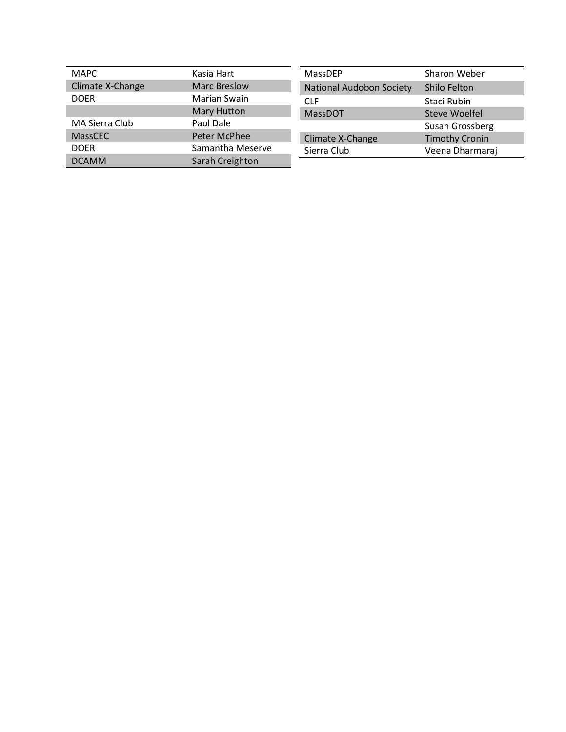| | |
|---|---|
| MAPC | Kasia Hart |
| Climate X-Change | Marc Breslow |
| DOER | Marian Swain |
| | Mary Hutton |
| MA Sierra Club | Paul Dale |
| MassCEC | Peter McPhee |
| DOER | Samantha Meserve |
| DCAMM | Sarah Creighton |
| MassDEP | Sharon Weber |
| National Audobon Society | Shilo Felton |
| CLF | Staci Rubin |
| MassDOT | Steve Woelfel |
| | Susan Grossberg |
| Climate X-Change | Timothy Cronin |
| Sierra Club | Veena Dharmaraj |